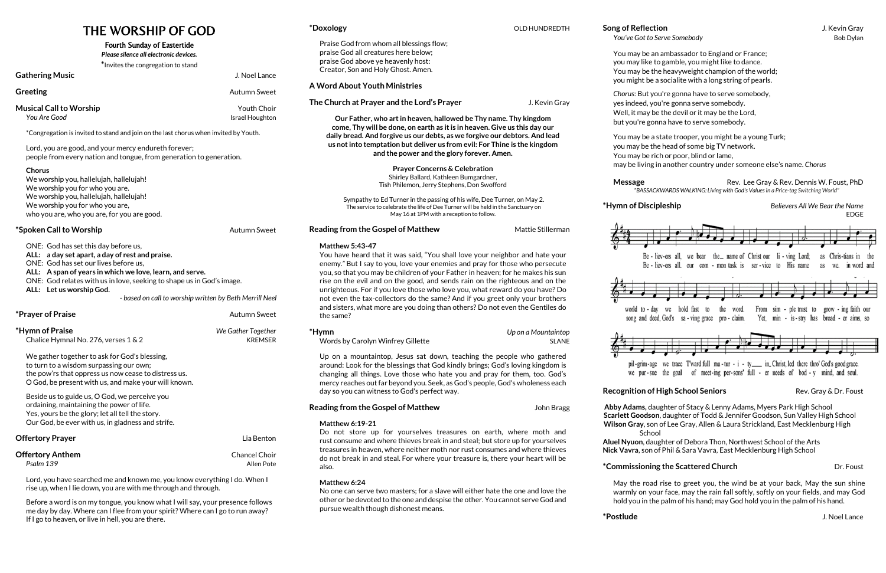# THE WORSHIP OF GOD

**Fourth Sunday of Eastertide**

*Please silence all electronic devices.*

*Invites the congregation to stand

**Gathering Music** — J. Noel Lance

**Greeting** — Autumn Sweet

**Musical Call to Worship** — Youth Choir
*You Are Good* — Israel Houghton

*Congregation is invited to stand and join on the last chorus when invited by Youth.

Lord, you are good, and your mercy endureth forever;
people from every nation and tongue, from generation to generation.

**Chorus**
We worship you, hallelujah, hallelujah!
We worship you for who you are.
We worship you, hallelujah, hallelujah!
We worship you for who you are,
who you are, who you are, for you are good.

***Spoken Call to Worship** — Autumn Sweet

ONE: God has set this day before us,
**ALL: a day set apart, a day of rest and praise.**
ONE: God has set our lives before us,
**ALL: A span of years in which we love, learn, and serve.**
ONE: God relates with us in love, seeking to shape us in God's image.
**ALL: Let us worship God.**

*- based on call to worship written by Beth Merrill Neel*

***Prayer of Praise** — Autumn Sweet

***Hymn of Praise** — *We Gather Together*
Chalice Hymnal No. 276, verses 1 & 2 — KREMSER

We gather together to ask for God's blessing,
to turn to a wisdom surpassing our own;
the pow'rs that oppress us now cease to distress us.
O God, be present with us, and make your will known.

Beside us to guide us, O God, we perceive you
ordaining, maintaining the power of life.
Yes, yours be the glory; let all tell the story.
Our God, be ever with us, in gladness and strife.

**Offertory Prayer** — Lia Benton

**Offertory Anthem** — Chancel Choir
*Psalm 139* — Allen Pote

Lord, you have searched me and known me, you know everything I do. When I rise up, when I lie down, you are with me through and through.

Before a word is on my tongue, you know what I will say, your presence follows me day by day. Where can I flee from your spirit? Where can I go to run away? If I go to heaven, or live in hell, you are there.

***Doxology** — OLD HUNDREDTH

Praise God from whom all blessings flow;
praise God all creatures here below;
praise God above ye heavenly host:
Creator, Son and Holy Ghost. Amen.

**A Word About Youth Ministries**

**The Church at Prayer and the Lord's Prayer** — J. Kevin Gray

**Our Father, who art in heaven, hallowed be Thy name. Thy kingdom come, Thy will be done, on earth as it is in heaven. Give us this day our daily bread. And forgive us our debts, as we forgive our debtors. And lead us not into temptation but deliver us from evil: For Thine is the kingdom and the power and the glory forever. Amen.**

**Prayer Concerns & Celebration**
Shirley Ballard, Kathleen Bumgardner,
Tish Philemon, Jerry Stephens, Don Swofford

Sympathy to Ed Turner in the passing of his wife, Dee Turner, on May 2.
The service to celebrate the life of Dee Turner will be held in the Sanctuary on May 16 at 1PM with a reception to follow.

**Reading from the Gospel of Matthew** — Mattie Stillerman

**Matthew 5:43-47**
You have heard that it was said, "You shall love your neighbor and hate your enemy." But I say to you, love your enemies and pray for those who persecute you, so that you may be children of your Father in heaven; for he makes his sun rise on the evil and on the good, and sends rain on the righteous and on the unrighteous. For if you love those who love you, what reward do you have? Do not even the tax-collectors do the same? And if you greet only your brothers and sisters, what more are you doing than others? Do not even the Gentiles do the same?

***Hymn** — *Up on a Mountaintop*
Words by Carolyn Winfrey Gillette — SLANE

Up on a mountaintop, Jesus sat down, teaching the people who gathered around: Look for the blessings that God kindly brings; God's loving kingdom is changing all things. Love those who hate you and pray for them, too. God's mercy reaches out far beyond you. Seek, as God's people, God's wholeness each day so you can witness to God's perfect way.

**Reading from the Gospel of Matthew** — John Bragg

**Matthew 6:19-21**
Do not store up for yourselves treasures on earth, where moth and rust consume and where thieves break in and steal; but store up for yourselves treasures in heaven, where neither moth nor rust consumes and where thieves do not break in and steal. For where your treasure is, there your heart will be also.

**Matthew 6:24**
No one can serve two masters; for a slave will either hate the one and love the other or be devoted to the one and despise the other. You cannot serve God and pursue wealth though dishonest means.

**Song of Reflection** — J. Kevin Gray
*You've Got to Serve Somebody* — Bob Dylan

You may be an ambassador to England or France;
you may like to gamble, you might like to dance.
You may be the heavyweight champion of the world;
you might be a socialite with a long string of pearls.

*Chorus*: But you're gonna have to serve somebody,
yes indeed, you're gonna serve somebody.
Well, it may be the devil or it may be the Lord,
but you're gonna have to serve somebody.

You may be a state trooper, you might be a young Turk;
you may be the head of some big TV network.
You may be rich or poor, blind or lame,
may be living in another country under someone else's name. *Chorus*

**Message** — Rev. Lee Gray & Rev. Dennis W. Foust, PhD
*"BASSACKWARDS WALKING: Living with God's Values in a Price-tag Switching World"*

***Hymn of Discipleship** — *Believers All We Bear the Name*
EDGE

Be - liev-ers all, we bear the name of Christ our li - ving Lord; as Chris-tians in the world to - day we hold fast to the word. From sim - ple trust to grow - ing faith our pil-grim-age we trace T'ward full ma - tur - i - ty in Christ, led there thro' God's good grace.

Be - liev-ers all, our com - mon task is ser - vice to His name as we, in word and song and deed, God's sa - ving grace pro - claim. Yet, min - is - stry has broad - er aims, so we pur - sue the goal of meet-ing per-sons' full - er needs of bod - y mind, and soul.

**Recognition of High School Seniors** — Rev. Gray & Dr. Foust

**Abby Adams**, daughter of Stacy & Lenny Adams, Myers Park High School
**Scarlett Goodson**, daughter of Todd & Jennifer Goodson, Sun Valley High School
**Wilson Gray**, son of Lee Gray, Allen & Laura Strickland, East Mecklenburg High School
**Aluel Nyuon**, daughter of Debora Thon, Northwest School of the Arts
**Nick Vavra**, son of Phil & Sara Vavra, East Mecklenburg High School

***Commissioning the Scattered Church** — Dr. Foust

May the road rise to greet you, the wind be at your back, May the sun shine warmly on your face, may the rain fall softly, softly on your fields, and may God hold you in the palm of his hand; may God hold you in the palm of his hand.

***Postlude** — J. Noel Lance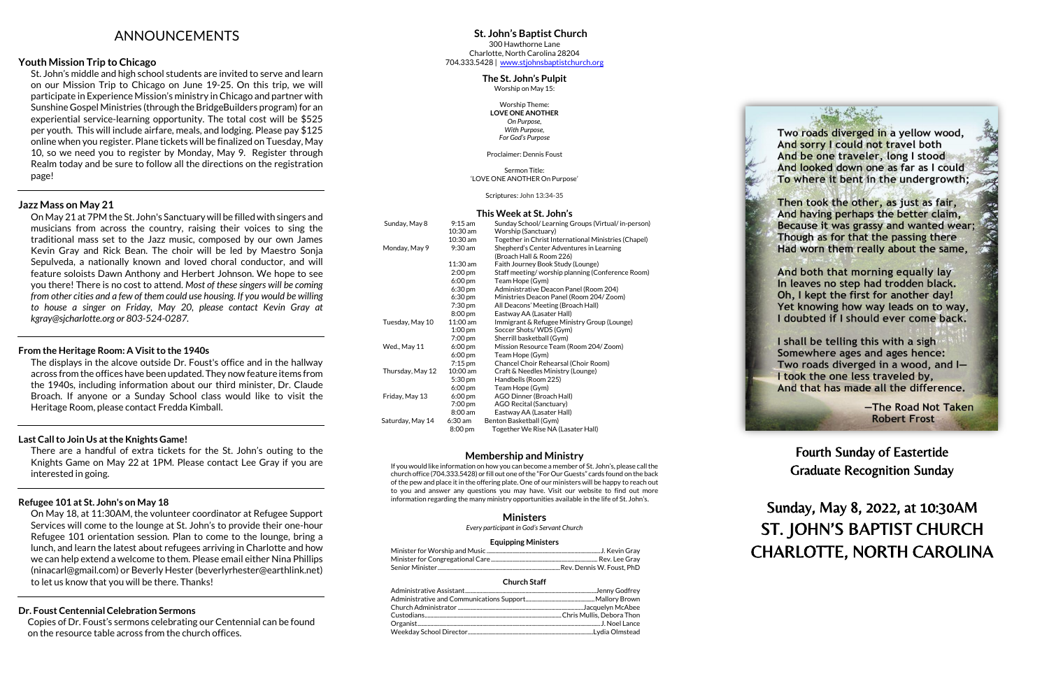# ANNOUNCEMENTS

## Youth Mission Trip to Chicago

St. John's middle and high school students are invited to serve and learn on our Mission Trip to Chicago on June 19-25. On this trip, we will participate in Experience Mission's ministry in Chicago and partner with Sunshine Gospel Ministries (through the BridgeBuilders program) for an experiential service-learning opportunity. The total cost will be $525 per youth. This will include airfare, meals, and lodging. Please pay $125 online when you register. Plane tickets will be finalized on Tuesday, May 10, so we need you to register by Monday, May 9. Register through Realm today and be sure to follow all the directions on the registration page!

## Jazz Mass on May 21

On May 21 at 7PM the St. John's Sanctuary will be filled with singers and musicians from across the country, raising their voices to sing the traditional mass set to the Jazz music, composed by our own James Kevin Gray and Rick Bean. The choir will be led by Maestro Sonja Sepulveda, a nationally known and loved choral conductor, and will feature soloists Dawn Anthony and Herbert Johnson. We hope to see you there! There is no cost to attend. *Most of these singers will be coming from other cities and a few of them could use housing. If you would be willing to house a singer on Friday, May 20, please contact Kevin Gray at kgray@sjcharlotte.org or 803-524-0287.*

## From the Heritage Room: A Visit to the 1940s

The displays in the alcove outside Dr. Foust's office and in the hallway across from the offices have been updated. They now feature items from the 1940s, including information about our third minister, Dr. Claude Broach. If anyone or a Sunday School class would like to visit the Heritage Room, please contact Fredda Kimball.

## Last Call to Join Us at the Knights Game!

There are a handful of extra tickets for the St. John's outing to the Knights Game on May 22 at 1PM. Please contact Lee Gray if you are interested in going.

## Refugee 101 at St. John's on May 18

On May 18, at 11:30AM, the volunteer coordinator at Refugee Support Services will come to the lounge at St. John's to provide their one-hour Refugee 101 orientation session. Plan to come to the lounge, bring a lunch, and learn the latest about refugees arriving in Charlotte and how we can help extend a welcome to them. Please email either Nina Phillips (ninacarl@gmail.com) or Beverly Hester (beverlyrhester@earthlink.net) to let us know that you will be there. Thanks!

## Dr. Foust Centennial Celebration Sermons

Copies of Dr. Foust's sermons celebrating our Centennial can be found on the resource table across from the church offices.

# St. John's Baptist Church

300 Hawthorne Lane
Charlotte, North Carolina 28204
704.333.5428 | www.stjohnsbaptistchurch.org

## The St. John's Pulpit

Worship on May 15:

Worship Theme:
**LOVE ONE ANOTHER**
*On Purpose,*
*With Purpose,*
*For God's Purpose*

Proclaimer: Dennis Foust

Sermon Title:
'LOVE ONE ANOTHER On Purpose'

Scriptures: John 13:34-35

## This Week at St. John's

| | | |
|---|---|---|
| Sunday, May 8 | 9:15 am | Sunday School/ Learning Groups (Virtual/ in-person) |
| | 10:30 am | Worship (Sanctuary) |
| | 10:30 am | Together in Christ International Ministries (Chapel) |
| Monday, May 9 | 9:30 am | Shepherd's Center Adventures in Learning (Broach Hall & Room 226) |
| | 11:30 am | Faith Journey Book Study (Lounge) |
| | 2:00 pm | Staff meeting/ worship planning (Conference Room) |
| | 6:00 pm | Team Hope (Gym) |
| | 6:30 pm | Administrative Deacon Panel (Room 204) |
| | 6:30 pm | Ministries Deacon Panel (Room 204/ Zoom) |
| | 7:30 pm | All Deacons' Meeting (Broach Hall) |
| | 8:00 pm | Eastway AA (Lasater Hall) |
| Tuesday, May 10 | 11:00 am | Immigrant & Refugee Ministry Group (Lounge) |
| | 1:00 pm | Soccer Shots/ WDS (Gym) |
| | 7:00 pm | Sherrill basketball (Gym) |
| Wed., May 11 | 6:00 pm | Mission Resource Team (Room 204/ Zoom) |
| | 6:00 pm | Team Hope (Gym) |
| | 7:15 pm | Chancel Choir Rehearsal (Choir Room) |
| Thursday, May 12 | 10:00 am | Craft & Needles Ministry (Lounge) |
| | 5:30 pm | Handbells (Room 225) |
| | 6:00 pm | Team Hope (Gym) |
| Friday, May 13 | 6:00 pm | AGO Dinner (Broach Hall) |
| | 7:00 pm | AGO Recital (Sanctuary) |
| | 8:00 am | Eastway AA (Lasater Hall) |
| Saturday, May 14 | 6:30 am | Benton Basketball (Gym) |
| | 8:00 pm | Together We Rise NA (Lasater Hall) |

## Membership and Ministry

If you would like information on how you can become a member of St. John's, please call the church office (704.333.5428) or fill out one of the "For Our Guests" cards found on the back of the pew and place it in the offering plate. One of our ministers will be happy to reach out to you and answer any questions you may have. Visit our website to find out more information regarding the many ministry opportunities available in the life of St. John's.

## Ministers

*Every participant in God's Servant Church*

### Equipping Ministers

Minister for Worship and Music.................J. Kevin Gray
Minister for Congregational Care.................Rev. Lee Gray
Senior Minister.................Rev. Dennis W. Foust, PhD

### Church Staff

Administrative Assistant.................Jenny Godfrey
Administrative and Communications Support.................Mallory Brown
Church Administrator.................Jacquelyn McAbee
Custodians.................Chris Mullis, Debora Thon
Organist.................J. Noel Lance
Weekday School Director.................Lydia Olmstead

Two roads diverged in a yellow wood,
And sorry I could not travel both
And be one traveler, long I stood
And looked down one as far as I could
To where it bent in the undergrowth;

Then took the other, as just as fair,
And having perhaps the better claim,
Because it was grassy and wanted wear;
Though as for that the passing there
Had worn them really about the same,

And both that morning equally lay
In leaves no step had trodden black.
Oh, I kept the first for another day!
Yet knowing how way leads on to way,
I doubted if I should ever come back.

I shall be telling this with a sigh
Somewhere ages and ages hence:
Two roads diverged in a wood, and I—
I took the one less traveled by,
And that has made all the difference.

—The Road Not Taken
Robert Frost

Fourth Sunday of Eastertide
Graduate Recognition Sunday

Sunday, May 8, 2022, at 10:30AM
ST. JOHN'S BAPTIST CHURCH
CHARLOTTE, NORTH CAROLINA